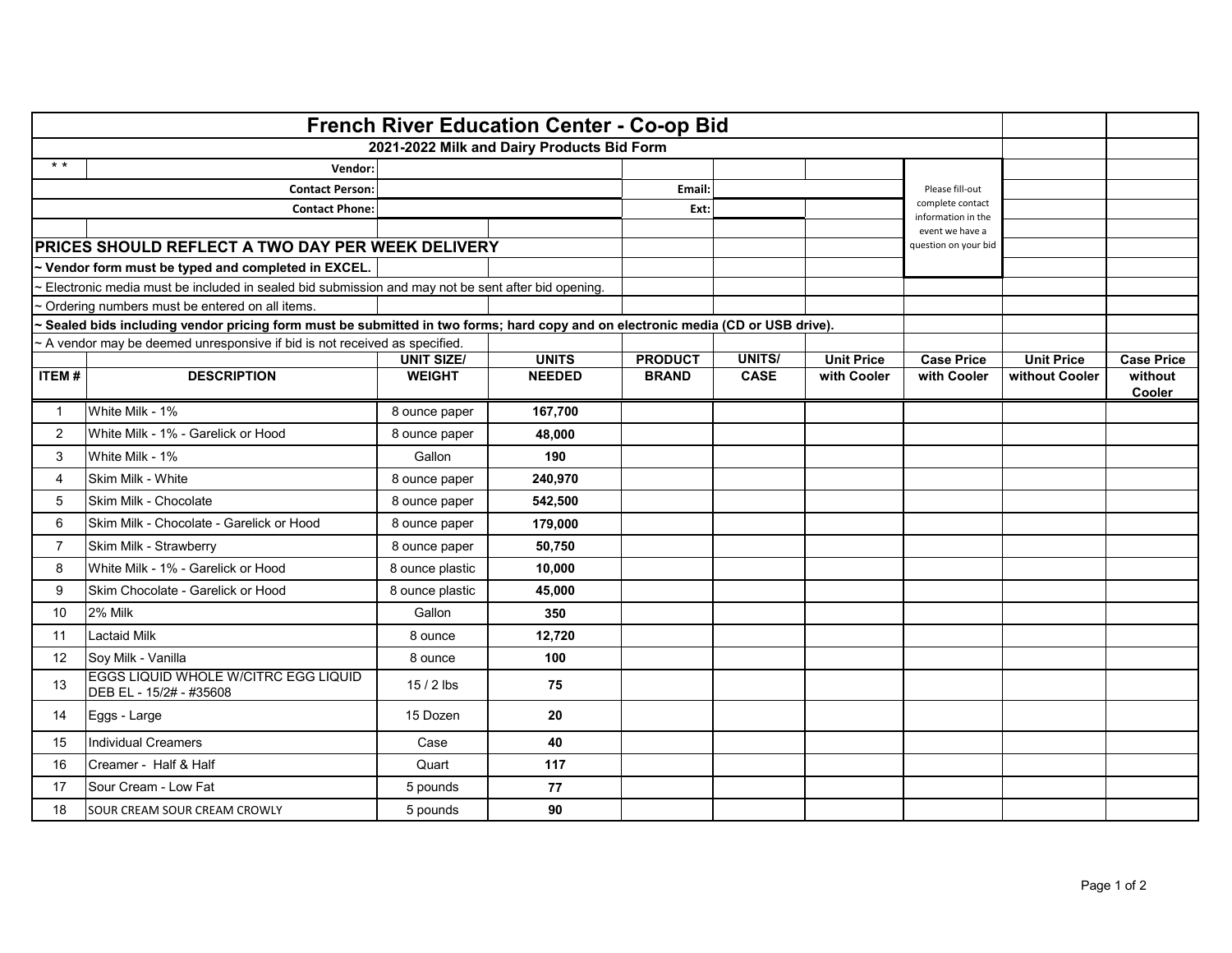# French River Education Center - Co-op Bid

## 2021-2022 Milk and Dairy Products Bid Form

* * Vendor:

Contact Person:

Email:

Contact Phone:

Ext:

Please fill-out complete contact information in the event we have a question on your bid

**PRICES SHOULD REFLECT A TWO DAY PER WEEK DELIVERY**

**~ Vendor form must be typed and completed in EXCEL.**

~ Electronic media must be included in sealed bid submission and may not be sent after bid opening.

~ Ordering numbers must be entered on all items.

**~ Sealed bids including vendor pricing form must be submitted in two forms; hard copy and on electronic media (CD or USB drive).**

~ A vendor may be deemed unresponsive if bid is not received as specified.

| ITEM # | DESCRIPTION | UNIT SIZE/ WEIGHT | UNITS NEEDED | PRODUCT BRAND | UNITS/ CASE | Unit Price with Cooler | Case Price with Cooler | Unit Price without Cooler | Case Price without Cooler |
|---|---|---|---|---|---|---|---|---|---|
| 1 | White Milk - 1% | 8 ounce paper | 167,700 | | | | | | |
| 2 | White Milk - 1% - Garelick or Hood | 8 ounce paper | 48,000 | | | | | | |
| 3 | White Milk - 1% | Gallon | 190 | | | | | | |
| 4 | Skim Milk - White | 8 ounce paper | 240,970 | | | | | | |
| 5 | Skim Milk - Chocolate | 8 ounce paper | 542,500 | | | | | | |
| 6 | Skim Milk - Chocolate - Garelick or Hood | 8 ounce paper | 179,000 | | | | | | |
| 7 | Skim Milk - Strawberry | 8 ounce paper | 50,750 | | | | | | |
| 8 | White Milk - 1% - Garelick or Hood | 8 ounce plastic | 10,000 | | | | | | |
| 9 | Skim Chocolate - Garelick or Hood | 8 ounce plastic | 45,000 | | | | | | |
| 10 | 2% Milk | Gallon | 350 | | | | | | |
| 11 | Lactaid Milk | 8 ounce | 12,720 | | | | | | |
| 12 | Soy Milk - Vanilla | 8 ounce | 100 | | | | | | |
| 13 | EGGS LIQUID WHOLE W/CITRC EGG LIQUID DEB EL - 15/2# - #35608 | 15 / 2 lbs | 75 | | | | | | |
| 14 | Eggs - Large | 15 Dozen | 20 | | | | | | |
| 15 | Individual Creamers | Case | 40 | | | | | | |
| 16 | Creamer - Half & Half | Quart | 117 | | | | | | |
| 17 | Sour Cream - Low Fat | 5 pounds | 77 | | | | | | |
| 18 | SOUR CREAM SOUR CREAM CROWLY | 5 pounds | 90 | | | | | | |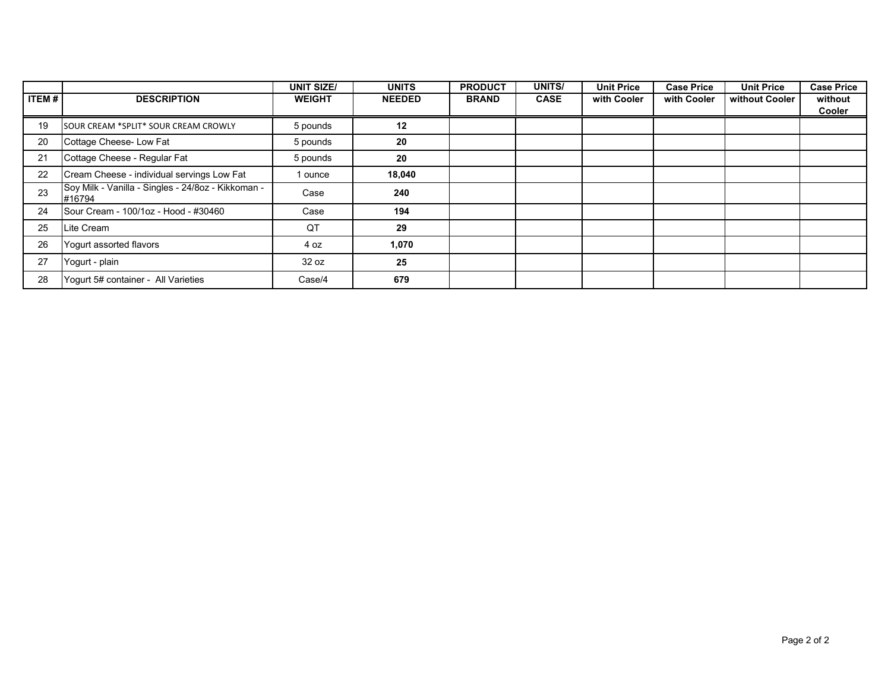| ITEM # | DESCRIPTION | UNIT SIZE/ WEIGHT | UNITS NEEDED | PRODUCT BRAND | UNITS/ CASE | Unit Price with Cooler | Case Price with Cooler | Unit Price without Cooler | Case Price without Cooler |
|---|---|---|---|---|---|---|---|---|---|
| 19 | SOUR CREAM *SPLIT* SOUR CREAM CROWLY | 5 pounds | **12** | | | | | | |
| 20 | Cottage Cheese- Low Fat | 5 pounds | **20** | | | | | | |
| 21 | Cottage Cheese - Regular Fat | 5 pounds | **20** | | | | | | |
| 22 | Cream Cheese - individual servings Low Fat | 1 ounce | **18,040** | | | | | | |
| 23 | Soy Milk - Vanilla - Singles - 24/8oz - Kikkoman - #16794 | Case | **240** | | | | | | |
| 24 | Sour Cream - 100/1oz - Hood - #30460 | Case | **194** | | | | | | |
| 25 | Lite Cream | QT | **29** | | | | | | |
| 26 | Yogurt assorted flavors | 4 oz | **1,070** | | | | | | |
| 27 | Yogurt - plain | 32 oz | **25** | | | | | | |
| 28 | Yogurt 5# container - All Varieties | Case/4 | **679** | | | | | | |